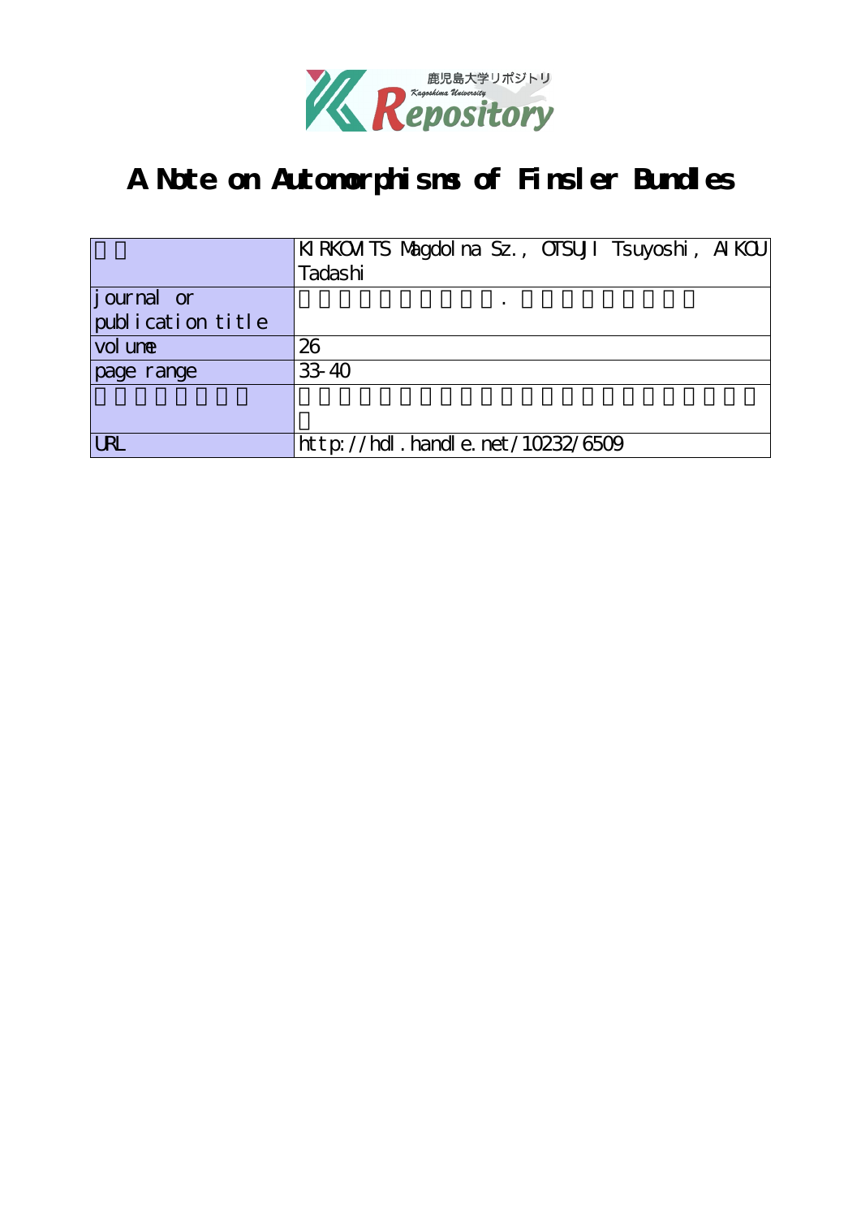# A Note on Automorphisms of Finsler Bundles

| | |
|---|---|
| | KIRKOVITS Magdolna Sz., OTSUJI Tsuyoshi, AIKOU Tadashi |
| journal or publication title | . |
| volume | 26 |
| page range | 33-40 |
| | |
| URL | http://hdl.handle.net/10232/6509 |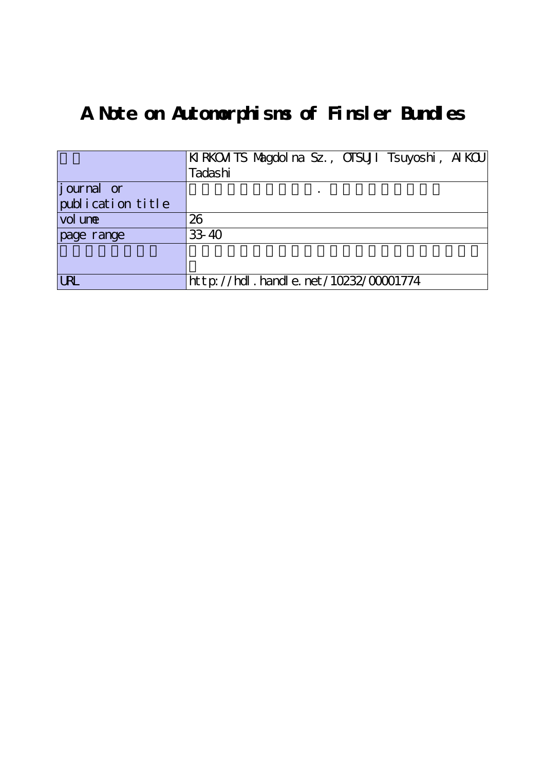# A Note on Automorphisms of Finsler Bundles

| | |
|---|---|
| | KIRKOVITS Magdolna Sz., OTSUJI Tsuyoshi, AIKOU Tadashi |
| journal or publication title | . |
| volume | 26 |
| page range | 33-40 |
| | |
| URL | http://hdl.handle.net/10232/00001774 |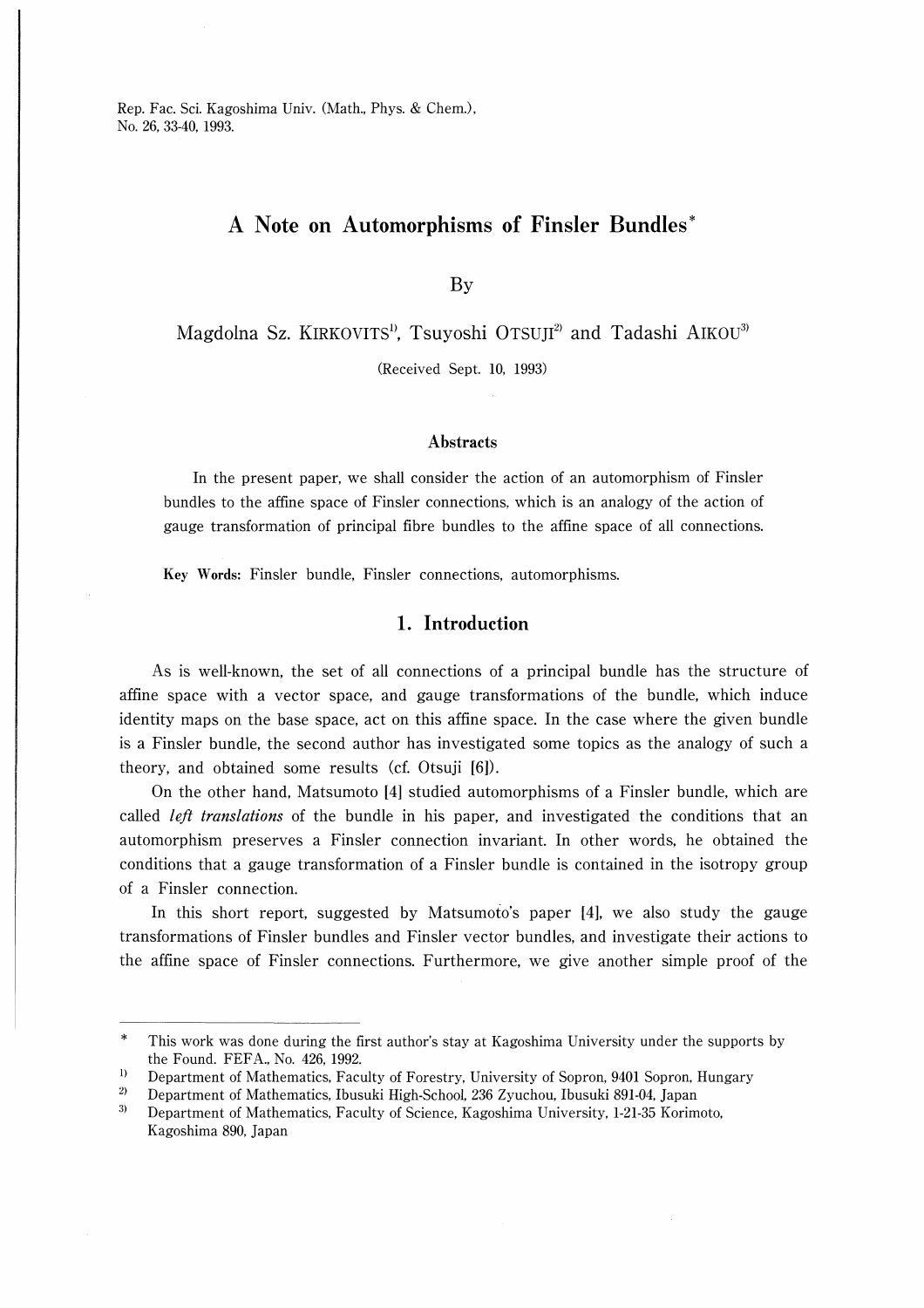# A Note on Automorphisms of Finsler Bundles*

By

Magdolna Sz. KIRKOVITS[1], Tsuyoshi OTSUJI[2] and Tadashi AIKOU[3]

(Received Sept. 10, 1993)

### Abstracts

In the present paper, we shall consider the action of an automorphism of Finsler bundles to the affine space of Finsler connections, which is an analogy of the action of gauge transformation of principal fibre bundles to the affine space of all connections.

**Key Words:** Finsler bundle, Finsler connections, automorphisms.

## 1. Introduction

As is well-known, the set of all connections of a principal bundle has the structure of affine space with a vector space, and gauge transformations of the bundle, which induce identity maps on the base space, act on this affine space. In the case where the given bundle is a Finsler bundle, the second author has investigated some topics as the analogy of such a theory, and obtained some results (cf. Otsuji [6]).

On the other hand, Matsumoto [4] studied automorphisms of a Finsler bundle, which are called *left translations* of the bundle in his paper, and investigated the conditions that an automorphism preserves a Finsler connection invariant. In other words, he obtained the conditions that a gauge transformation of a Finsler bundle is contained in the isotropy group of a Finsler connection.

In this short report, suggested by Matsumoto's paper [4], we also study the gauge transformations of Finsler bundles and Finsler vector bundles, and investigate their actions to the affine space of Finsler connections. Furthermore, we give another simple proof of the

---

\* This work was done during the first author's stay at Kagoshima University under the supports by the Found. FEFA., No. 426, 1992.

1) Department of Mathematics, Faculty of Forestry, University of Sopron, 9401 Sopron, Hungary

2) Department of Mathematics, Ibusuki High-School, 236 Zyuchou, Ibusuki 891-04, Japan

3) Department of Mathematics, Faculty of Science, Kagoshima University, 1-21-35 Korimoto, Kagoshima 890, Japan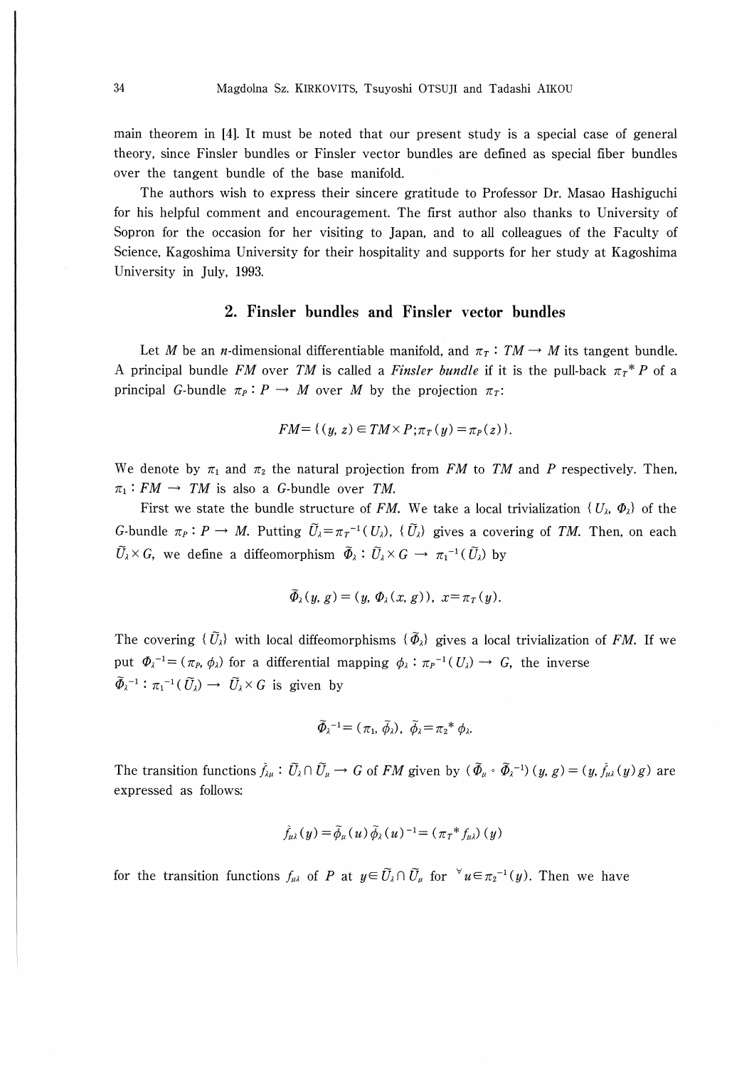main theorem in [4]. It must be noted that our present study is a special case of general theory, since Finsler bundles or Finsler vector bundles are defined as special fiber bundles over the tangent bundle of the base manifold.

The authors wish to express their sincere gratitude to Professor Dr. Masao Hashiguchi for his helpful comment and encouragement. The first author also thanks to University of Sopron for the occasion for her visiting to Japan, and to all colleagues of the Faculty of Science, Kagoshima University for their hospitality and supports for her study at Kagoshima University in July, 1993.

## 2. Finsler bundles and Finsler vector bundles

Let $M$ be an $n$-dimensional differentiable manifold, and $\pi_T : TM \to M$ its tangent bundle. A principal bundle $FM$ over $TM$ is called a *Finsler bundle* if it is the pull-back $\pi_T{}^* P$ of a principal $G$-bundle $\pi_P : P \to M$ over $M$ by the projection $\pi_T$:

$$FM = \{(y, z) \in TM \times P ; \pi_T(y) = \pi_P(z)\}.$$

We denote by $\pi_1$ and $\pi_2$ the natural projection from $FM$ to $TM$ and $P$ respectively. Then, $\pi_1 : FM \to TM$ is also a $G$-bundle over $TM$.

First we state the bundle structure of $FM$. We take a local trivialization $\{U_\lambda, \Phi_\lambda\}$ of the $G$-bundle $\pi_P : P \to M$. Putting $\tilde{U}_\lambda = \pi_T{}^{-1}(U_\lambda)$, $\{\tilde{U}_\lambda\}$ gives a covering of $TM$. Then, on each $\tilde{U}_\lambda \times G$, we define a diffeomorphism $\tilde{\Phi}_\lambda : \tilde{U}_\lambda \times G \to \pi_1{}^{-1}(\tilde{U}_\lambda)$ by

$$\tilde{\Phi}_\lambda(y, g) = (y, \Phi_\lambda(x, g)), \; x = \pi_T(y).$$

The covering $\{\tilde{U}_\lambda\}$ with local diffeomorphisms $\{\tilde{\Phi}_\lambda\}$ gives a local trivialization of $FM$. If we put $\Phi_\lambda{}^{-1} = (\pi_P, \phi_\lambda)$ for a differential mapping $\phi_\lambda : \pi_P{}^{-1}(U_\lambda) \to G$, the inverse $\tilde{\Phi}_\lambda{}^{-1} : \pi_1{}^{-1}(\tilde{U}_\lambda) \to \tilde{U}_\lambda \times G$ is given by

$$\tilde{\Phi}_\lambda{}^{-1} = (\pi_1, \tilde{\phi}_\lambda), \; \tilde{\phi}_\lambda = \pi_2{}^* \phi_\lambda.$$

The transition functions $\tilde{f}_{\lambda\mu} : \tilde{U}_\lambda \cap \tilde{U}_\mu \to G$ of $FM$ given by $(\tilde{\Phi}_\mu \circ \tilde{\Phi}_\lambda{}^{-1})(y, g) = (y, \tilde{f}_{\mu\lambda}(y) g)$ are expressed as follows:

$$\tilde{f}_{\mu\lambda}(y) = \tilde{\phi}_\mu(u) \tilde{\phi}_\lambda(u)^{-1} = (\pi_T{}^* f_{\mu\lambda})(y)$$

for the transition functions $f_{\mu\lambda}$ of $P$ at $y \in \tilde{U}_\lambda \cap \tilde{U}_\mu$ for $^\forall u \in \pi_2{}^{-1}(y)$. Then we have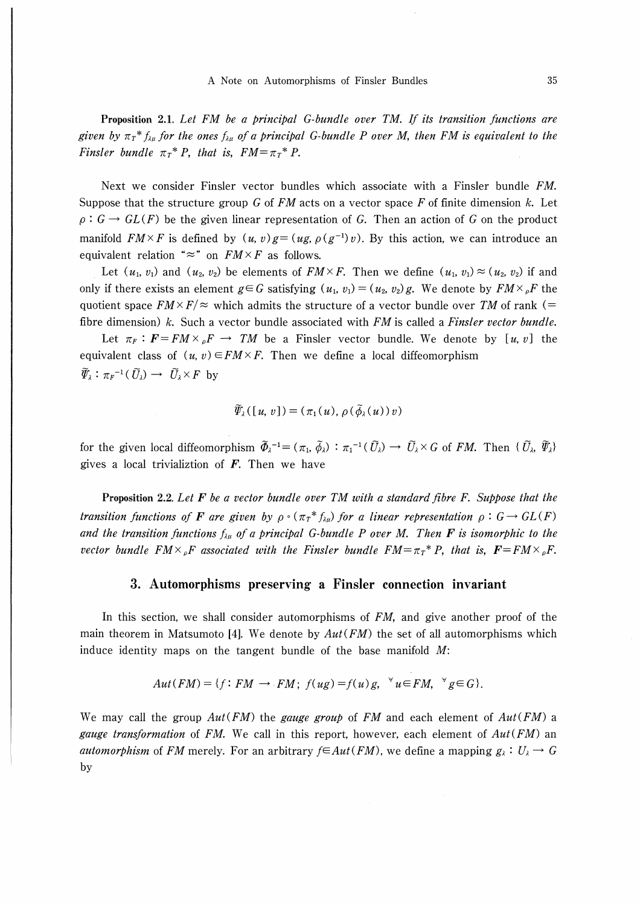**Proposition 2.1.** *Let $FM$ be a principal $G$-bundle over $TM$. If its transition functions are given by $\pi_T{}^* f_{\lambda\mu}$ for the ones $f_{\lambda\mu}$ of a principal $G$-bundle $P$ over $M$, then $FM$ is equivalent to the Finsler bundle $\pi_T{}^* P$, that is, $FM = \pi_T{}^* P$.*

Next we consider Finsler vector bundles which associate with a Finsler bundle $FM$. Suppose that the structure group $G$ of $FM$ acts on a vector space $F$ of finite dimension $k$. Let $\rho : G \to GL(F)$ be the given linear representation of $G$. Then an action of $G$ on the product manifold $FM \times F$ is defined by $(u, v)g = (ug, \rho(g^{-1})v)$. By this action, we can introduce an equivalent relation "$\approx$" on $FM \times F$ as follows.

Let $(u_1, v_1)$ and $(u_2, v_2)$ be elements of $FM \times F$. Then we define $(u_1, v_1) \approx (u_2, v_2)$ if and only if there exists an element $g \in G$ satisfying $(u_1, v_1) = (u_2, v_2)g$. We denote by $FM \times_\rho F$ the quotient space $FM \times F/\approx$ which admits the structure of a vector bundle over $TM$ of rank (= fibre dimension) $k$. Such a vector bundle associated with $FM$ is called a *Finsler vector bundle*.

Let $\pi_F : \boldsymbol{F} = FM \times_\rho F \to TM$ be a Finsler vector bundle. We denote by $[u, v]$ the equivalent class of $(u, v) \in FM \times F$. Then we define a local diffeomorphism $\tilde{\Psi}_\lambda : \pi_F{}^{-1}(\tilde{U}_\lambda) \to \tilde{U}_\lambda \times F$ by

$$\tilde{\Psi}_\lambda([u, v]) = (\pi_1(u), \rho(\tilde{\phi}_\lambda(u))v)$$

for the given local diffeomorphism $\tilde{\Phi}_\lambda{}^{-1} = (\pi_1, \tilde{\phi}_\lambda) : \pi_1{}^{-1}(\tilde{U}_\lambda) \to \tilde{U}_\lambda \times G$ of $FM$. Then $\{\tilde{U}_\lambda, \tilde{\Psi}_\lambda\}$ gives a local triviliztion of $\boldsymbol{F}$. Then we have

**Proposition 2.2.** *Let $\boldsymbol{F}$ be a vector bundle over $TM$ with a standard fibre $F$. Suppose that the transition functions of $\boldsymbol{F}$ are given by $\rho \circ (\pi_T{}^* f_{\lambda\mu})$ for a linear representation $\rho : G \to GL(F)$ and the transition functions $f_{\lambda\mu}$ of a principal $G$-bundle $P$ over $M$. Then $\boldsymbol{F}$ is isomorphic to the vector bundle $FM \times_\rho F$ associated with the Finsler bundle $FM = \pi_T{}^* P$, that is, $\boldsymbol{F} = FM \times_\rho F$.*

## 3. Automorphisms preserving a Finsler connection invariant

In this section, we shall consider automorphisms of $FM$, and give another proof of the main theorem in Matsumoto [4]. We denote by $Aut(FM)$ the set of all automorphisms which induce identity maps on the tangent bundle of the base manifold $M$:

$$Aut(FM) = \{f : FM \to FM;\ f(ug) = f(u)g,\ {}^\forall u \in FM,\ {}^\forall g \in G\}.$$

We may call the group $Aut(FM)$ the *gauge group* of $FM$ and each element of $Aut(FM)$ a *gauge transformation* of $FM$. We call in this report, however, each element of $Aut(FM)$ an *automorphism* of $FM$ merely. For an arbitrary $f \in Aut(FM)$, we define a mapping $g_\lambda : U_\lambda \to G$ by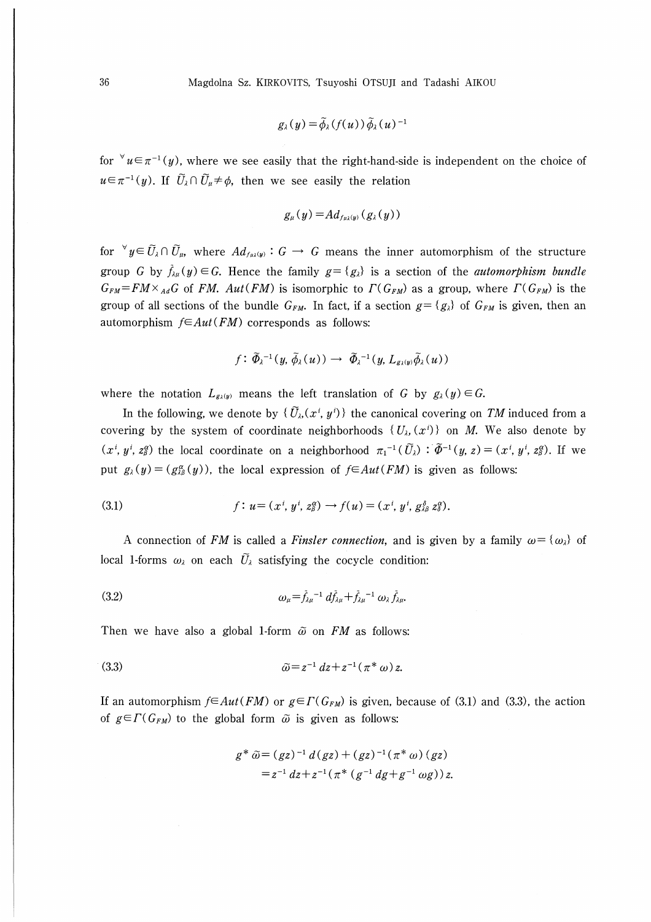$$g_\lambda(y) = \tilde{\phi}_\lambda(f(u))\,\tilde{\phi}_\lambda(u)^{-1}$$

for ${}^\forall u \in \pi^{-1}(y)$, where we see easily that the right-hand-side is independent on the choice of $u \in \pi^{-1}(y)$. If $\tilde{U}_\lambda \cap \tilde{U}_\mu \neq \phi$, then we see easily the relation

$$g_\mu(y) = Ad_{f_{\mu\lambda}(y)}(g_\lambda(y))$$

for ${}^\forall y \in \tilde{U}_\lambda \cap \tilde{U}_\mu$, where $Ad_{f_{\mu\lambda}(y)} : G \to G$ means the inner automorphism of the structure group $G$ by $\tilde{f}_{\lambda\mu}(y) \in G$. Hence the family $g = \{g_\lambda\}$ is a section of the *automorphism bundle* $G_{FM} = FM \times_{Ad} G$ of *FM*. $Aut(FM)$ is isomorphic to $\Gamma(G_{FM})$ as a group, where $\Gamma(G_{FM})$ is the group of all sections of the bundle $G_{FM}$. In fact, if a section $g = \{g_\lambda\}$ of $G_{FM}$ is given, then an automorphism $f \in Aut(FM)$ corresponds as follows:

$$f : \tilde{\Phi}_\lambda^{-1}(y, \tilde{\phi}_\lambda(u)) \to \tilde{\Phi}_\lambda^{-1}(y, L_{g_\lambda(y)}\tilde{\phi}_\lambda(u))$$

where the notation $L_{g_\lambda(y)}$ means the left translation of $G$ by $g_\lambda(y) \in G$.

In the following, we denote by $\{\tilde{U}_\lambda, (x^i, y^i)\}$ the canonical covering on *TM* induced from a covering by the system of coordinate neighborhoods $\{U_\lambda, (x^i)\}$ on *M*. We also denote by $(x^i, y^i, z^\alpha_\beta)$ the local coordinate on a neighborhood $\pi_1^{-1}(\tilde{U}_\lambda) : \tilde{\Phi}^{-1}(y, z) = (x^i, y^i, z^\alpha_\beta)$. If we put $g_\lambda(y) = (g^\alpha_{\lambda\beta}(y))$, the local expression of $f \in Aut(FM)$ is given as follows:

$$f : u = (x^i, y^i, z^\alpha_\beta) \to f(u) = (x^i, y^i, g^\delta_{\lambda\beta} z^\alpha_\delta). \tag{3.1}$$

A connection of *FM* is called a *Finsler connection*, and is given by a family $\omega = \{\omega_\lambda\}$ of local 1-forms $\omega_\lambda$ on each $\tilde{U}_\lambda$ satisfying the cocycle condition:

$$\omega_\mu = \tilde{f}_{\lambda\mu}^{-1}\, d\tilde{f}_{\lambda\mu} + \tilde{f}_{\lambda\mu}^{-1}\, \omega_\lambda\, \tilde{f}_{\lambda\mu}. \tag{3.2}$$

Then we have also a global 1-form $\tilde{\omega}$ on *FM* as follows:

$$\tilde{\omega} = z^{-1}\,dz + z^{-1}(\pi^*\omega)\,z. \tag{3.3}$$

If an automorphism $f \in Aut(FM)$ or $g \in \Gamma(G_{FM})$ is given, because of (3.1) and (3.3), the action of $g \in \Gamma(G_{FM})$ to the global form $\tilde{\omega}$ is given as follows:

$$\begin{aligned} g^*\tilde{\omega} &= (gz)^{-1}\,d(gz) + (gz)^{-1}(\pi^*\omega)(gz) \\ &= z^{-1}\,dz + z^{-1}(\pi^*(g^{-1}\,dg + g^{-1}\,\omega g))\,z. \end{aligned}$$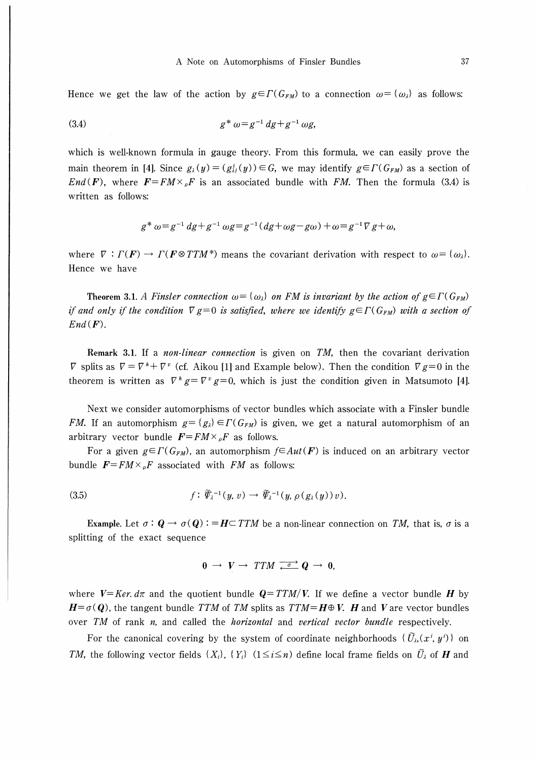Hence we get the law of the action by $g \in \Gamma(G_{FM})$ to a connection $\omega = \{\omega_\lambda\}$ as follows:

$$g^* \omega = g^{-1} dg + g^{-1} \omega g, \tag{3.4}$$

which is well-known formula in gauge theory. From this formula, we can easily prove the main theorem in [4]. Since $g_\lambda(y) = (g^i_{\lambda j}(y)) \in G$, we may identify $g \in \Gamma(G_{FM})$ as a section of $End(\boldsymbol{F})$, where $\boldsymbol{F} = FM \times_\rho F$ is an associated bundle with $FM$. Then the formula (3.4) is written as follows:

$$g^* \omega = g^{-1} dg + g^{-1} \omega g = g^{-1}(dg + \omega g - g\omega) + \omega = g^{-1} \nabla g + \omega,$$

where $\nabla : \Gamma(\boldsymbol{F}) \to \Gamma(\boldsymbol{F} \otimes TTM^*)$ means the covariant derivation with respect to $\omega = \{\omega_\lambda\}$. Hence we have

**Theorem 3.1.** *A Finsler connection $\omega = \{\omega_\lambda\}$ on $FM$ is invariant by the action of $g \in \Gamma(G_{FM})$ if and only if the condition $\nabla g = 0$ is satisfied, where we identify $g \in \Gamma(G_{FM})$ with a section of $End(\boldsymbol{F})$.*

**Remark 3.1.** If a *non-linear connection* is given on $TM$, then the covariant derivation $\nabla$ splits as $\nabla = \nabla^h + \nabla^v$ (cf. Aikou [1] and Example below). Then the condition $\nabla g = 0$ in the theorem is written as $\nabla^h g = \nabla^v g = 0$, which is just the condition given in Matsumoto [4].

Next we consider automorphisms of vector bundles which associate with a Finsler bundle $FM$. If an automorphism $g = \{g_\lambda\} \in \Gamma(G_{FM})$ is given, we get a natural automorphism of an arbitrary vector bundle $\boldsymbol{F} = FM \times_\rho F$ as follows.

For a given $g \in \Gamma(G_{FM})$, an automorphism $f \in Aut(\boldsymbol{F})$ is induced on an arbitrary vector bundle $\boldsymbol{F} = FM \times_\rho F$ associated with $FM$ as follows:

$$f : \tilde{\Psi}_\lambda^{-1}(y, v) \to \tilde{\Psi}_\lambda^{-1}(y, \rho(g_\lambda(y))v). \tag{3.5}$$

**Example.** Let $\sigma : \boldsymbol{Q} \to \sigma(\boldsymbol{Q}) := \boldsymbol{H} \subset TTM$ be a non-linear connection on $TM$, that is, $\sigma$ is a splitting of the exact sequence

$$0 \to \boldsymbol{V} \to TTM \underset{\sigma}{\overset{\longrightarrow}{\longleftarrow}} \boldsymbol{Q} \to 0,$$

where $\boldsymbol{V} = Ker.\, d\pi$ and the quotient bundle $\boldsymbol{Q} = TTM/\boldsymbol{V}$. If we define a vector bundle $\boldsymbol{H}$ by $\boldsymbol{H} = \sigma(\boldsymbol{Q})$, the tangent bundle $TTM$ of $TM$ splits as $TTM = \boldsymbol{H} \oplus \boldsymbol{V}$. $\boldsymbol{H}$ and $\boldsymbol{V}$ are vector bundles over $TM$ of rank $n$, and called the *horizontal* and *vertical vector bundle* respectively.

For the canonical covering by the system of coordinate neighborhoods $\{\tilde{U}_\lambda, (x^i, y^i)\}$ on $TM$, the following vector fields $\{X_i\}$, $\{Y_i\}$ $(1 \leq i \leq n)$ define local frame fields on $\tilde{U}_\lambda$ of $\boldsymbol{H}$ and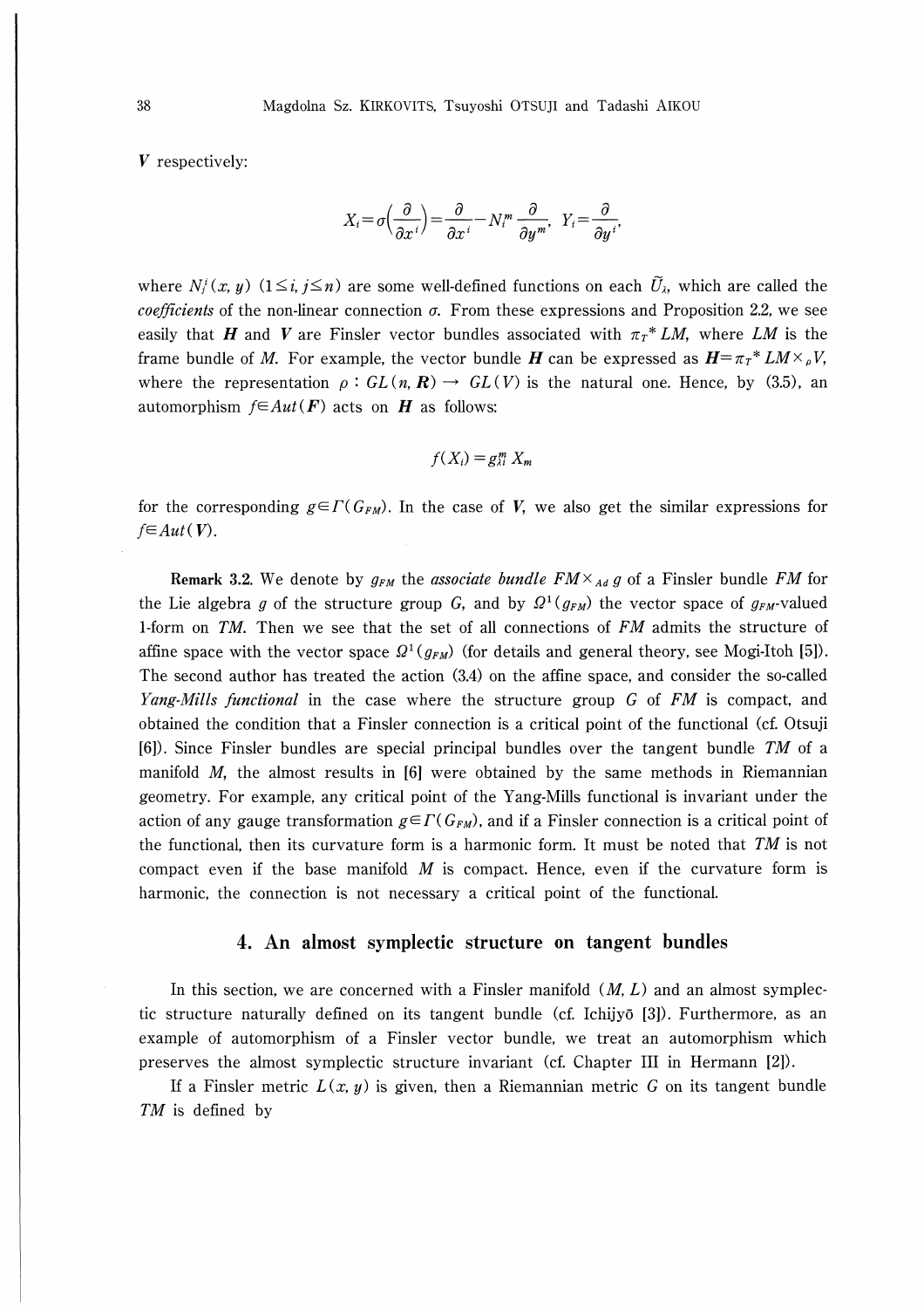*V* respectively:

$$X_i = \sigma\left(\frac{\partial}{\partial x^i}\right) = \frac{\partial}{\partial x^i} - N_i^m \frac{\partial}{\partial y^m}, \quad Y_i = \frac{\partial}{\partial y^i},$$

where $N_j^i(x, y)$ $(1 \leq i, j \leq n)$ are some well-defined functions on each $\tilde{U}_\lambda$, which are called the *coefficients* of the non-linear connection $\sigma$. From these expressions and Proposition 2.2, we see easily that $\boldsymbol{H}$ and $\boldsymbol{V}$ are Finsler vector bundles associated with $\pi_T{}^* LM$, where $LM$ is the frame bundle of $M$. For example, the vector bundle $\boldsymbol{H}$ can be expressed as $\boldsymbol{H} = \pi_T{}^* LM \times_\rho V$, where the representation $\rho : GL(n, \boldsymbol{R}) \to GL(V)$ is the natural one. Hence, by (3.5), an automorphism $f \in Aut(\boldsymbol{F})$ acts on $\boldsymbol{H}$ as follows:

$$f(X_i) = g_{\lambda i}^m X_m$$

for the corresponding $g \in \Gamma(G_{FM})$. In the case of $\boldsymbol{V}$, we also get the similar expressions for $f \in Aut(\boldsymbol{V})$.

**Remark 3.2.** We denote by $g_{FM}$ the *associate bundle* $FM \times_{Ad} g$ of a Finsler bundle $FM$ for the Lie algebra $g$ of the structure group $G$, and by $\Omega^1(g_{FM})$ the vector space of $g_{FM}$-valued 1-form on $TM$. Then we see that the set of all connections of $FM$ admits the structure of affine space with the vector space $\Omega^1(g_{FM})$ (for details and general theory, see Mogi-Itoh [5]). The second author has treated the action (3.4) on the affine space, and consider the so-called *Yang-Mills functional* in the case where the structure group $G$ of $FM$ is compact, and obtained the condition that a Finsler connection is a critical point of the functional (cf. Otsuji [6]). Since Finsler bundles are special principal bundles over the tangent bundle $TM$ of a manifold $M$, the almost results in [6] were obtained by the same methods in Riemannian geometry. For example, any critical point of the Yang-Mills functional is invariant under the action of any gauge transformation $g \in \Gamma(G_{FM})$, and if a Finsler connection is a critical point of the functional, then its curvature form is a harmonic form. It must be noted that $TM$ is not compact even if the base manifold $M$ is compact. Hence, even if the curvature form is harmonic, the connection is not necessary a critical point of the functional.

## 4. An almost symplectic structure on tangent bundles

In this section, we are concerned with a Finsler manifold $(M, L)$ and an almost symplectic structure naturally defined on its tangent bundle (cf. Ichijyō [3]). Furthermore, as an example of automorphism of a Finsler vector bundle, we treat an automorphism which preserves the almost symplectic structure invariant (cf. Chapter III in Hermann [2]).

If a Finsler metric $L(x, y)$ is given, then a Riemannian metric $G$ on its tangent bundle $TM$ is defined by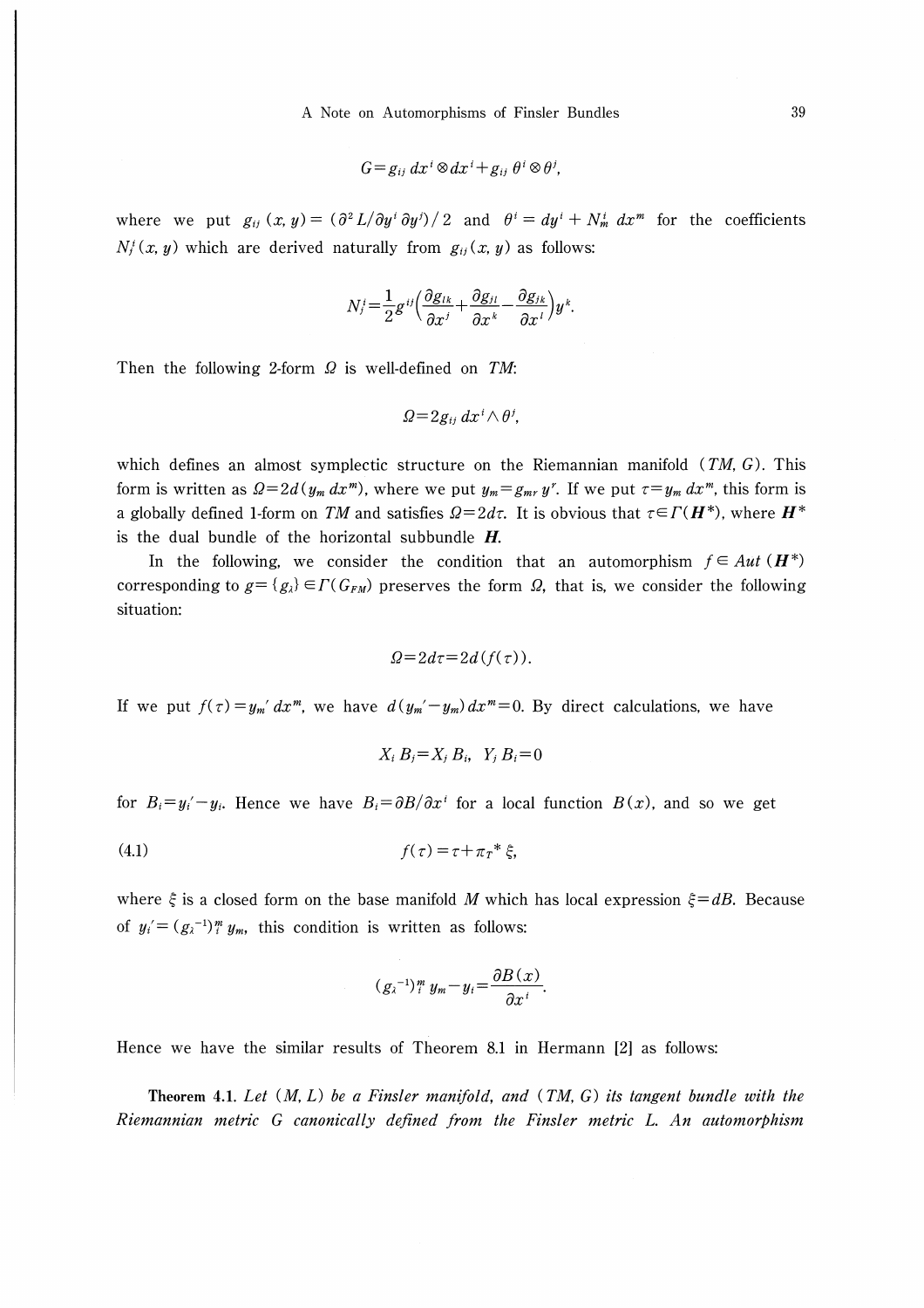$$G = g_{ij}\, dx^i \otimes dx^i + g_{ij}\, \theta^i \otimes \theta^j,$$

where we put $g_{ij}(x, y) = (\partial^2 L / \partial y^i \partial y^j)/2$ and $\theta^i = dy^i + N^i_m\, dx^m$ for the coefficients $N^i_j(x, y)$ which are derived naturally from $g_{ij}(x, y)$ as follows:

$$N^i_j = \frac{1}{2} g^{ij} \left( \frac{\partial g_{lk}}{\partial x^j} + \frac{\partial g_{jl}}{\partial x^k} - \frac{\partial g_{jk}}{\partial x^l} \right) y^k.$$

Then the following 2-form $\Omega$ is well-defined on $TM$:

$$\Omega = 2 g_{ij}\, dx^i \wedge \theta^j,$$

which defines an almost symplectic structure on the Riemannian manifold $(TM, G)$. This form is written as $\Omega = 2d(y_m\, dx^m)$, where we put $y_m = g_{mr}\, y^r$. If we put $\tau = y_m\, dx^m$, this form is a globally defined 1-form on $TM$ and satisfies $\Omega = 2d\tau$. It is obvious that $\tau \in \Gamma(\boldsymbol{H}^*)$, where $\boldsymbol{H}^*$ is the dual bundle of the horizontal subbundle $\boldsymbol{H}$.

In the following, we consider the condition that an automorphism $f \in Aut\,(\boldsymbol{H}^*)$ corresponding to $g = \{g_\lambda\} \in \Gamma(G_{FM})$ preserves the form $\Omega$, that is, we consider the following situation:

$$\Omega = 2d\tau = 2d(f(\tau)).$$

If we put $f(\tau) = y_m'\, dx^m$, we have $d(y_m' - y_m)\, dx^m = 0$. By direct calculations, we have

$$X_i\, B_j = X_j\, B_i, \quad Y_j\, B_i = 0$$

for $B_i = y_i' - y_i$. Hence we have $B_i = \partial B / \partial x^i$ for a local function $B(x)$, and so we get

$$f(\tau) = \tau + \pi_T{}^*\, \xi, \tag{4.1}$$

where $\xi$ is a closed form on the base manifold $M$ which has local expression $\xi = dB$. Because of $y_i' = (g_\lambda{}^{-1})^m_i\, y_m$, this condition is written as follows:

$$(g_\lambda{}^{-1})^m_i\, y_m - y_i = \frac{\partial B(x)}{\partial x^i}.$$

Hence we have the similar results of Theorem 8.1 in Hermann [2] as follows:

**Theorem 4.1.** *Let $(M, L)$ be a Finsler manifold, and $(TM, G)$ its tangent bundle with the Riemannian metric $G$ canonically defined from the Finsler metric $L$. An automorphism*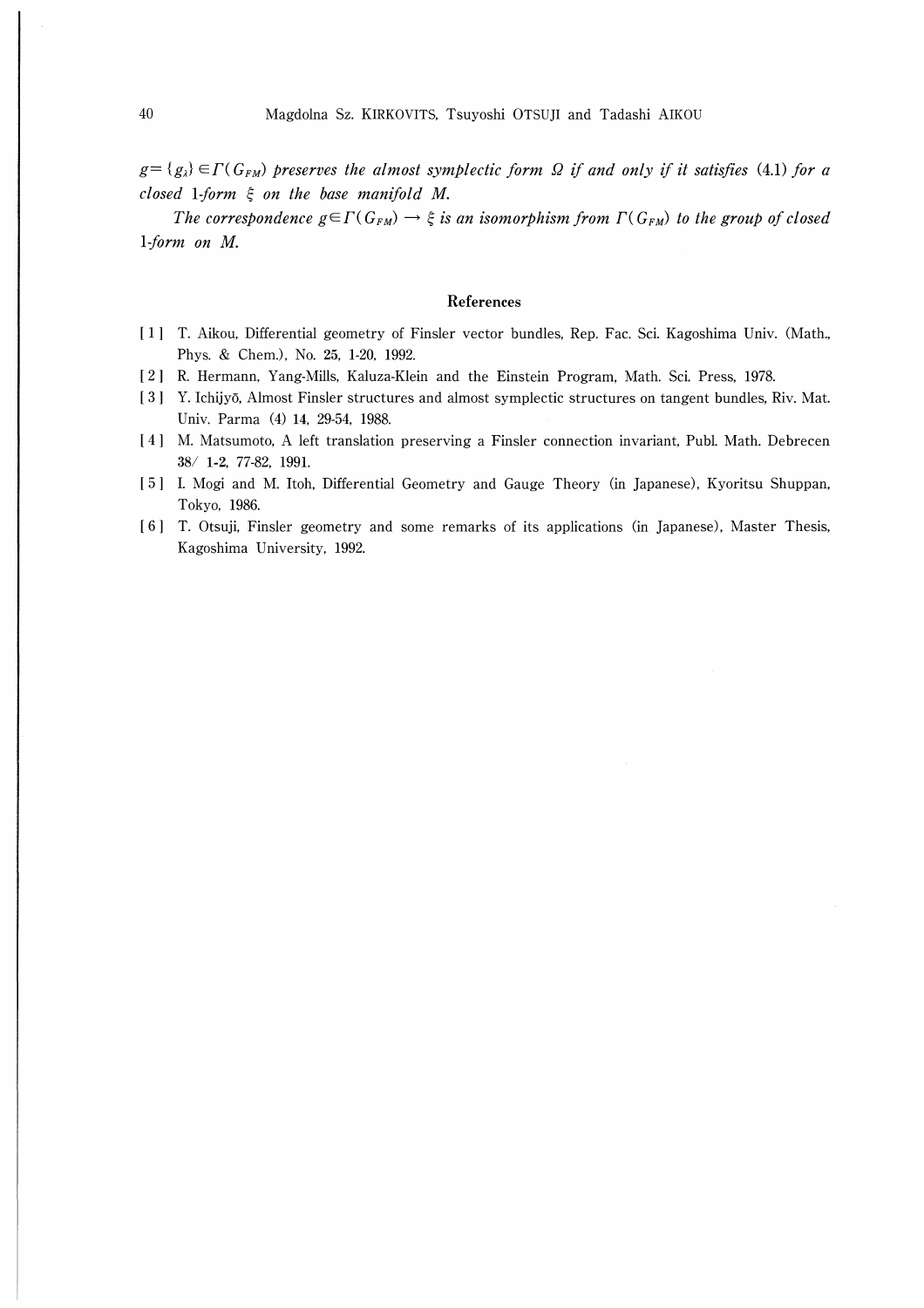*$g=\{g_\lambda\}\in\Gamma(G_{FM})$ preserves the almost symplectic form $\Omega$ if and only if it satisfies* (4.1) *for a closed* 1*-form $\xi$ on the base manifold $M$.*

*The correspondence $g\in\Gamma(G_{FM})\to\xi$ is an isomorphism from $\Gamma(G_{FM})$ to the group of closed* 1*-form on $M$.*

## References

[1] T. Aikou, Differential geometry of Finsler vector bundles, Rep. Fac. Sci. Kagoshima Univ. (Math., Phys. & Chem.), No. **25**, 1-20, 1992.

[2] R. Hermann, Yang-Mills, Kaluza-Klein and the Einstein Program, Math. Sci. Press, 1978.

[3] Y. Ichijyō, Almost Finsler structures and almost symplectic structures on tangent bundles, Riv. Mat. Univ. Parma (4) **14**, 29-54, 1988.

[4] M. Matsumoto, A left translation preserving a Finsler connection invariant, Publ. Math. Debrecen **38**/ **1-2**, 77-82, 1991.

[5] I. Mogi and M. Itoh, Differential Geometry and Gauge Theory (in Japanese), Kyoritsu Shuppan, Tokyo, 1986.

[6] T. Otsuji, Finsler geometry and some remarks of its applications (in Japanese), Master Thesis, Kagoshima University, 1992.